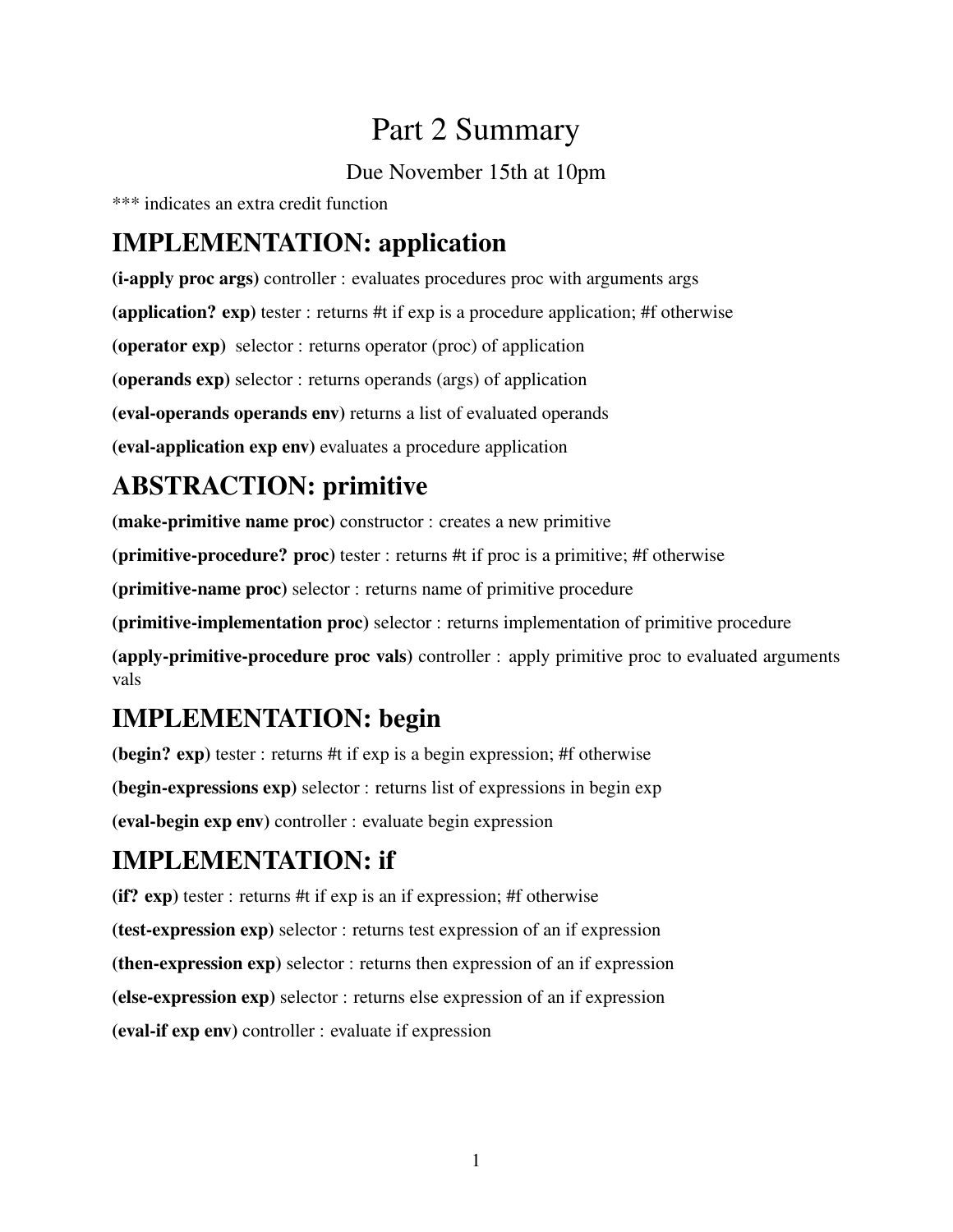# Part 2 Summary

Due November 15th at 10pm

*** indicates an extra credit function

## IMPLEMENTATION: application

**(i-apply proc args)** controller : evaluates procedures proc with arguments args

**(application? exp)** tester : returns #t if exp is a procedure application; #f otherwise

**(operator exp)** selector : returns operator (proc) of application

**(operands exp)** selector : returns operands (args) of application

**(eval-operands operands env)** returns a list of evaluated operands

**(eval-application exp env)** evaluates a procedure application

## ABSTRACTION: primitive

**(make-primitive name proc)** constructor : creates a new primitive

**(primitive-procedure? proc)** tester : returns #t if proc is a primitive; #f otherwise

**(primitive-name proc)** selector : returns name of primitive procedure

**(primitive-implementation proc)** selector : returns implementation of primitive procedure

**(apply-primitive-procedure proc vals)** controller : apply primitive proc to evaluated arguments vals

## IMPLEMENTATION: begin

**(begin? exp)** tester : returns #t if exp is a begin expression; #f otherwise

**(begin-expressions exp)** selector : returns list of expressions in begin exp

**(eval-begin exp env)** controller : evaluate begin expression

## IMPLEMENTATION: if

**(if? exp)** tester : returns #t if exp is an if expression; #f otherwise

**(test-expression exp)** selector : returns test expression of an if expression

**(then-expression exp)** selector : returns then expression of an if expression

**(else-expression exp)** selector : returns else expression of an if expression

**(eval-if exp env)** controller : evaluate if expression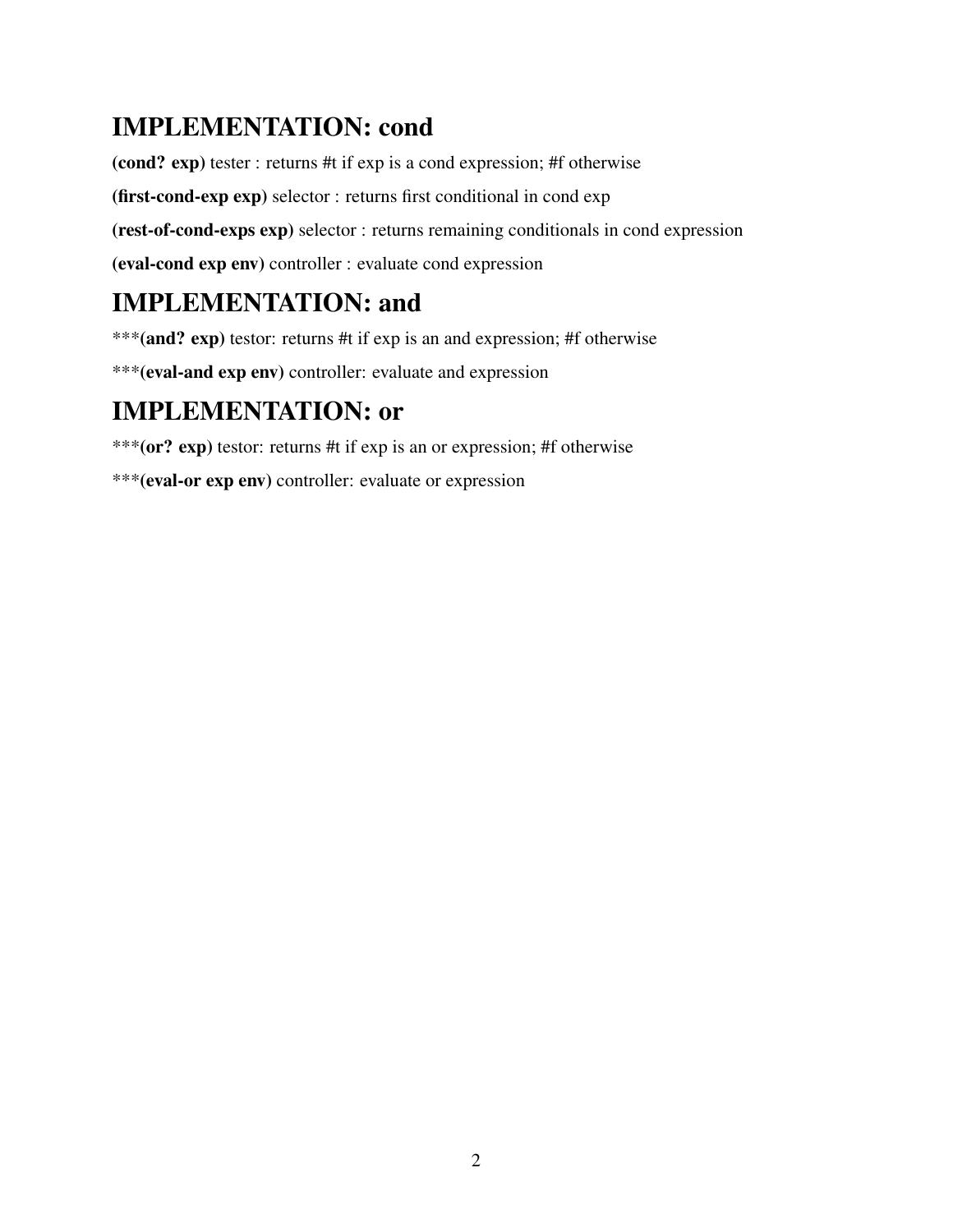## IMPLEMENTATION: cond

**(cond? exp)** tester : returns #t if exp is a cond expression; #f otherwise

**(first-cond-exp exp)** selector : returns first conditional in cond exp

**(rest-of-cond-exps exp)** selector : returns remaining conditionals in cond expression

**(eval-cond exp env)** controller : evaluate cond expression

## IMPLEMENTATION: and

***(and? exp)** testor: returns #t if exp is an and expression; #f otherwise

***(eval-and exp env)** controller: evaluate and expression

## IMPLEMENTATION: or

***(or? exp)** testor: returns #t if exp is an or expression; #f otherwise

***(eval-or exp env)** controller: evaluate or expression